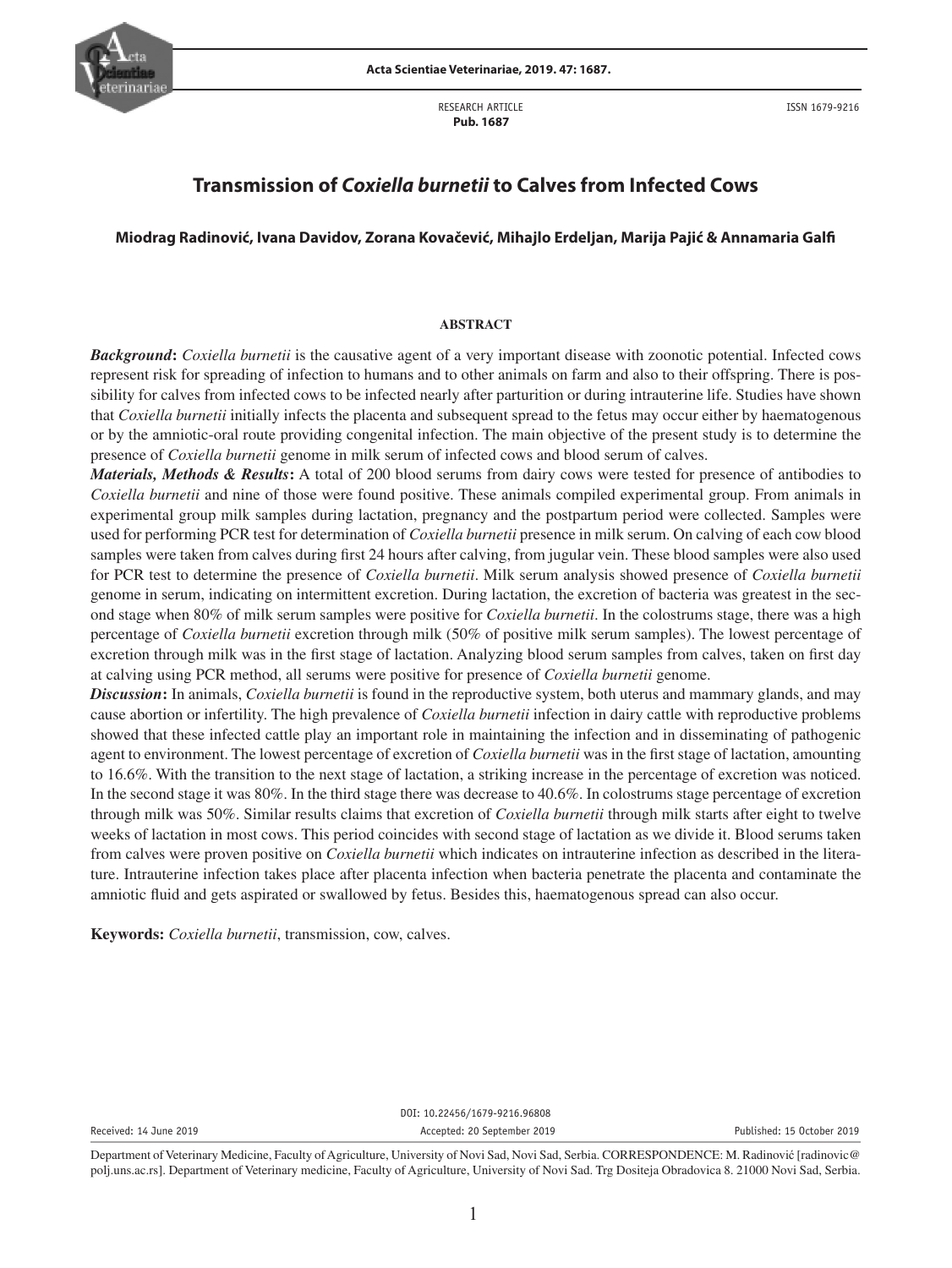RESEARCH ARTICLE
**Pub. 1687**

ISSN 1679-9216

# Transmission of *Coxiella burnetii* to Calves from Infected Cows

**Miodrag Radinović, Ivana Davidov, Zorana Kovačević, Mihajlo Erdeljan, Marija Pajić & Annamaria Galfi**

## ABSTRACT

***Background*:** *Coxiella burnetii* is the causative agent of a very important disease with zoonotic potential. Infected cows represent risk for spreading of infection to humans and to other animals on farm and also to their offspring. There is possibility for calves from infected cows to be infected nearly after parturition or during intrauterine life. Studies have shown that *Coxiella burnetii* initially infects the placenta and subsequent spread to the fetus may occur either by haematogenous or by the amniotic-oral route providing congenital infection. The main objective of the present study is to determine the presence of *Coxiella burnetii* genome in milk serum of infected cows and blood serum of calves.

***Materials, Methods & Results*:** A total of 200 blood serums from dairy cows were tested for presence of antibodies to *Coxiella burnetii* and nine of those were found positive. These animals compiled experimental group. From animals in experimental group milk samples during lactation, pregnancy and the postpartum period were collected. Samples were used for performing PCR test for determination of *Coxiella burnetii* presence in milk serum. On calving of each cow blood samples were taken from calves during first 24 hours after calving, from jugular vein. These blood samples were also used for PCR test to determine the presence of *Coxiella burnetii*. Milk serum analysis showed presence of *Coxiella burnetii* genome in serum, indicating on intermittent excretion. During lactation, the excretion of bacteria was greatest in the second stage when 80% of milk serum samples were positive for *Coxiella burnetii*. In the colostrums stage, there was a high percentage of *Coxiella burnetii* excretion through milk (50% of positive milk serum samples). The lowest percentage of excretion through milk was in the first stage of lactation. Analyzing blood serum samples from calves, taken on first day at calving using PCR method, all serums were positive for presence of *Coxiella burnetii* genome.

***Discussion*:** In animals, *Coxiella burnetii* is found in the reproductive system, both uterus and mammary glands, and may cause abortion or infertility. The high prevalence of *Coxiella burnetii* infection in dairy cattle with reproductive problems showed that these infected cattle play an important role in maintaining the infection and in disseminating of pathogenic agent to environment. The lowest percentage of excretion of *Coxiella burnetii* was in the first stage of lactation, amounting to 16.6%. With the transition to the next stage of lactation, a striking increase in the percentage of excretion was noticed. In the second stage it was 80%. In the third stage there was decrease to 40.6%. In colostrums stage percentage of excretion through milk was 50%. Similar results claims that excretion of *Coxiella burnetii* through milk starts after eight to twelve weeks of lactation in most cows. This period coincides with second stage of lactation as we divide it. Blood serums taken from calves were proven positive on *Coxiella burnetii* which indicates on intrauterine infection as described in the literature. Intrauterine infection takes place after placenta infection when bacteria penetrate the placenta and contaminate the amniotic fluid and gets aspirated or swallowed by fetus. Besides this, haematogenous spread can also occur.

**Keywords:** *Coxiella burnetii*, transmission, cow, calves.

DOI: 10.22456/1679-9216.96808

Received: 14 June 2019 | Accepted: 20 September 2019 | Published: 15 October 2019

Department of Veterinary Medicine, Faculty of Agriculture, University of Novi Sad, Novi Sad, Serbia. CORRESPONDENCE: M. Radinović [radinovic@polj.uns.ac.rs]. Department of Veterinary medicine, Faculty of Agriculture, University of Novi Sad. Trg Dositeja Obradovica 8. 21000 Novi Sad, Serbia.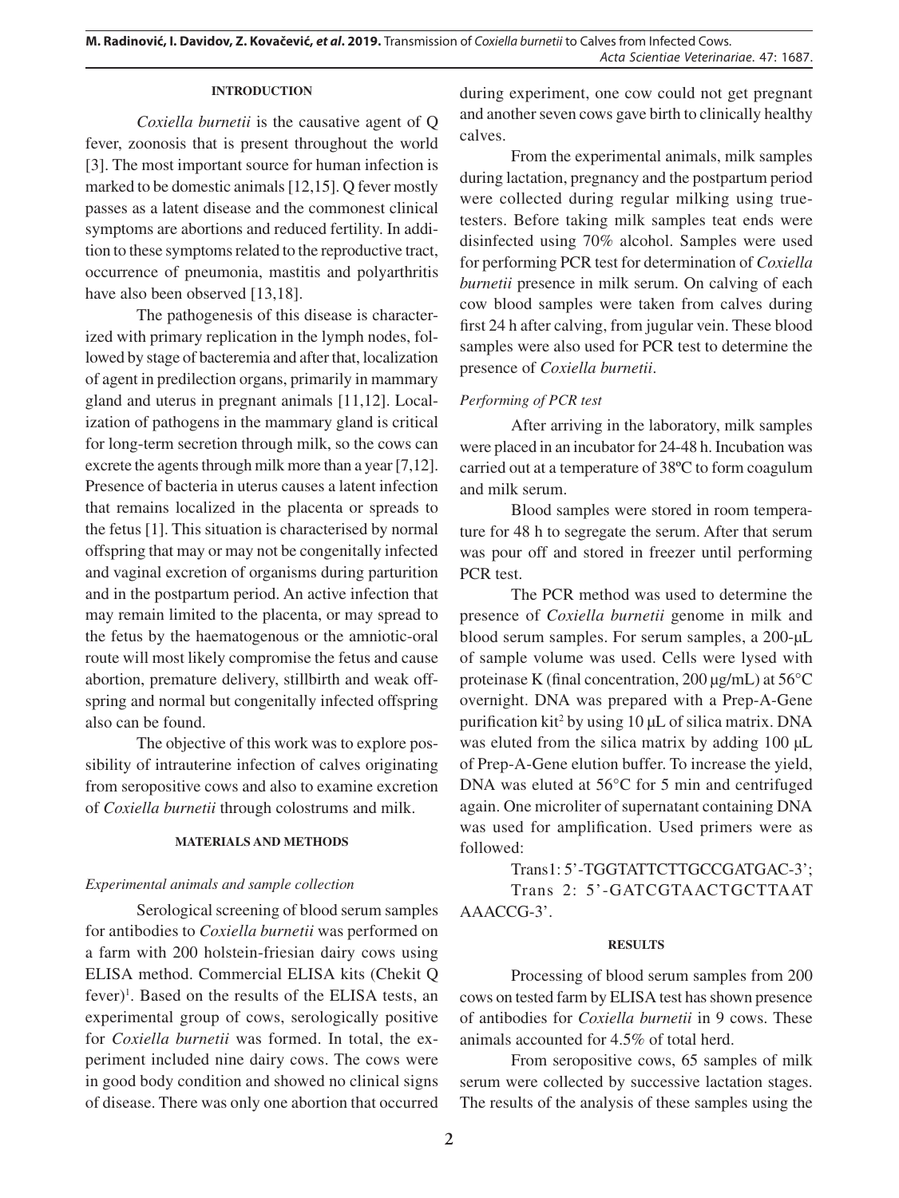## INTRODUCTION

*Coxiella burnetii* is the causative agent of Q fever, zoonosis that is present throughout the world [3]. The most important source for human infection is marked to be domestic animals [12,15]. Q fever mostly passes as a latent disease and the commonest clinical symptoms are abortions and reduced fertility. In addition to these symptoms related to the reproductive tract, occurrence of pneumonia, mastitis and polyarthritis have also been observed [13,18].

The pathogenesis of this disease is characterized with primary replication in the lymph nodes, followed by stage of bacteremia and after that, localization of agent in predilection organs, primarily in mammary gland and uterus in pregnant animals [11,12]. Localization of pathogens in the mammary gland is critical for long-term secretion through milk, so the cows can excrete the agents through milk more than a year [7,12]. Presence of bacteria in uterus causes a latent infection that remains localized in the placenta or spreads to the fetus [1]. This situation is characterised by normal offspring that may or may not be congenitally infected and vaginal excretion of organisms during parturition and in the postpartum period. An active infection that may remain limited to the placenta, or may spread to the fetus by the haematogenous or the amniotic-oral route will most likely compromise the fetus and cause abortion, premature delivery, stillbirth and weak offspring and normal but congenitally infected offspring also can be found.

The objective of this work was to explore possibility of intrauterine infection of calves originating from seropositive cows and also to examine excretion of *Coxiella burnetii* through colostrums and milk.

## MATERIALS AND METHODS

### *Experimental animals and sample collection*

Serological screening of blood serum samples for antibodies to *Coxiella burnetii* was performed on a farm with 200 holstein-friesian dairy cows using ELISA method. Commercial ELISA kits (Chekit Q fever)[1]. Based on the results of the ELISA tests, an experimental group of cows, serologically positive for *Coxiella burnetii* was formed. In total, the experiment included nine dairy cows. The cows were in good body condition and showed no clinical signs of disease. There was only one abortion that occurred during experiment, one cow could not get pregnant and another seven cows gave birth to clinically healthy calves.

From the experimental animals, milk samples during lactation, pregnancy and the postpartum period were collected during regular milking using true-testers. Before taking milk samples teat ends were disinfected using 70% alcohol. Samples were used for performing PCR test for determination of *Coxiella burnetii* presence in milk serum. On calving of each cow blood samples were taken from calves during first 24 h after calving, from jugular vein. These blood samples were also used for PCR test to determine the presence of *Coxiella burnetii*.

### *Performing of PCR test*

After arriving in the laboratory, milk samples were placed in an incubator for 24-48 h. Incubation was carried out at a temperature of 38ºC to form coagulum and milk serum.

Blood samples were stored in room temperature for 48 h to segregate the serum. After that serum was pour off and stored in freezer until performing PCR test.

The PCR method was used to determine the presence of *Coxiella burnetii* genome in milk and blood serum samples. For serum samples, a 200-μL of sample volume was used. Cells were lysed with proteinase K (final concentration, 200 μg/mL) at 56°C overnight. DNA was prepared with a Prep-A-Gene purification kit[2] by using 10 μL of silica matrix. DNA was eluted from the silica matrix by adding 100 μL of Prep-A-Gene elution buffer. To increase the yield, DNA was eluted at 56°C for 5 min and centrifuged again. One microliter of supernatant containing DNA was used for amplification. Used primers were as followed:

Trans1: 5'-TGGTATTCTTGCCGATGAC-3';
Trans 2: 5'-GATCGTAACTGCTTAATAAACCG-3'.

## RESULTS

Processing of blood serum samples from 200 cows on tested farm by ELISA test has shown presence of antibodies for *Coxiella burnetii* in 9 cows. These animals accounted for 4.5% of total herd.

From seropositive cows, 65 samples of milk serum were collected by successive lactation stages. The results of the analysis of these samples using the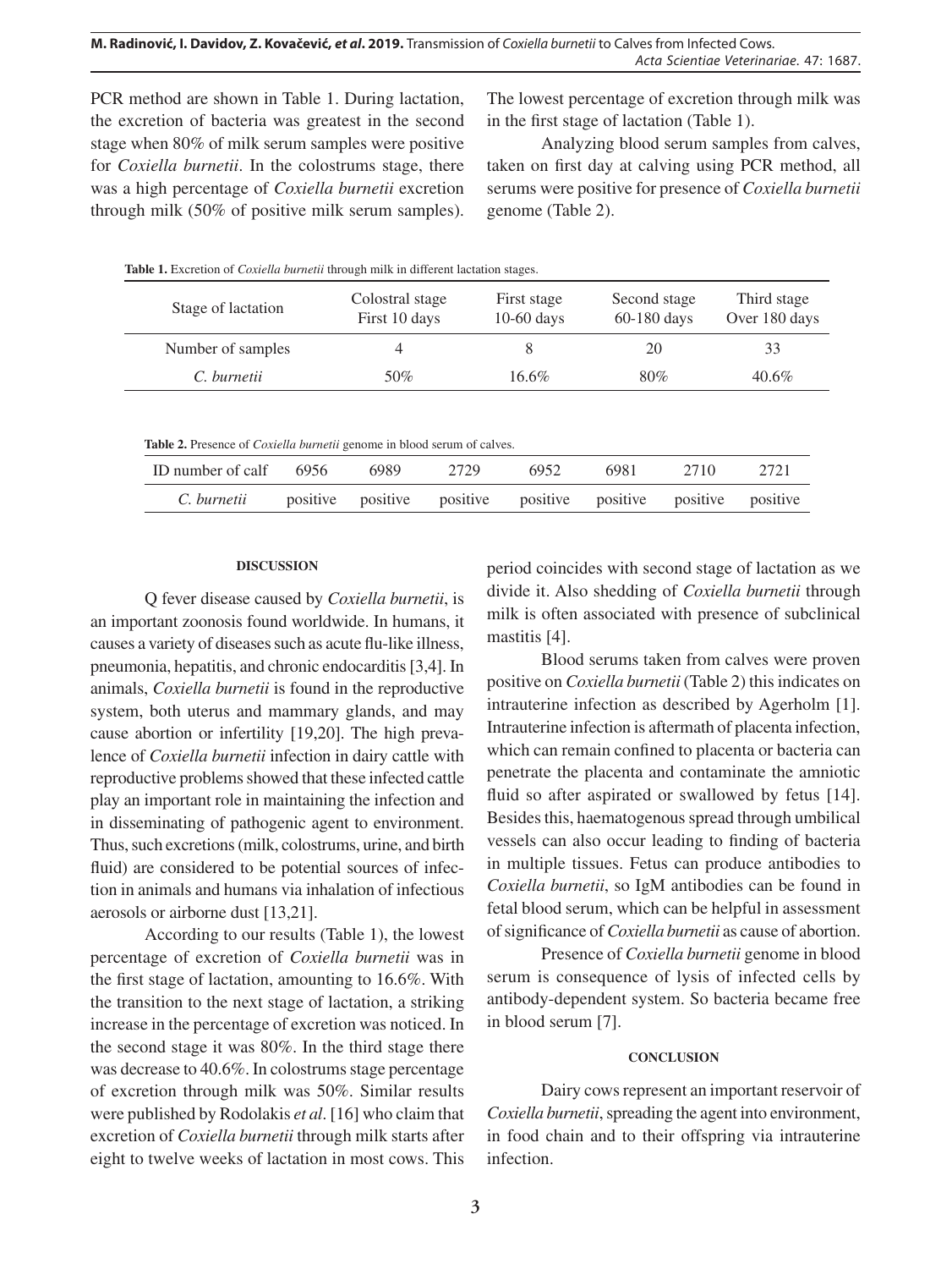PCR method are shown in Table 1. During lactation, the excretion of bacteria was greatest in the second stage when 80% of milk serum samples were positive for *Coxiella burnetii*. In the colostrums stage, there was a high percentage of *Coxiella burnetii* excretion through milk (50% of positive milk serum samples). The lowest percentage of excretion through milk was in the first stage of lactation (Table 1).

Analyzing blood serum samples from calves, taken on first day at calving using PCR method, all serums were positive for presence of *Coxiella burnetii* genome (Table 2).

**Table 1.** Excretion of *Coxiella burnetii* through milk in different lactation stages.

| Stage of lactation | Colostral stage First 10 days | First stage 10-60 days | Second stage 60-180 days | Third stage Over 180 days |
|---|---|---|---|---|
| Number of samples | 4 | 8 | 20 | 33 |
| *C. burnetii* | 50% | 16.6% | 80% | 40.6% |

**Table 2.** Presence of *Coxiella burnetii* genome in blood serum of calves.

| ID number of calf | 6956 | 6989 | 2729 | 6952 | 6981 | 2710 | 2721 |
|---|---|---|---|---|---|---|---|
| *C. burnetii* | positive | positive | positive | positive | positive | positive | positive |

## DISCUSSION

Q fever disease caused by *Coxiella burnetii*, is an important zoonosis found worldwide. In humans, it causes a variety of diseases such as acute flu-like illness, pneumonia, hepatitis, and chronic endocarditis [3,4]. In animals, *Coxiella burnetii* is found in the reproductive system, both uterus and mammary glands, and may cause abortion or infertility [19,20]. The high prevalence of *Coxiella burnetii* infection in dairy cattle with reproductive problems showed that these infected cattle play an important role in maintaining the infection and in disseminating of pathogenic agent to environment. Thus, such excretions (milk, colostrums, urine, and birth fluid) are considered to be potential sources of infection in animals and humans via inhalation of infectious aerosols or airborne dust [13,21].

According to our results (Table 1), the lowest percentage of excretion of *Coxiella burnetii* was in the first stage of lactation, amounting to 16.6%. With the transition to the next stage of lactation, a striking increase in the percentage of excretion was noticed. In the second stage it was 80%. In the third stage there was decrease to 40.6%. In colostrums stage percentage of excretion through milk was 50%. Similar results were published by Rodolakis *et al*. [16] who claim that excretion of *Coxiella burnetii* through milk starts after eight to twelve weeks of lactation in most cows. This period coincides with second stage of lactation as we divide it. Also shedding of *Coxiella burnetii* through milk is often associated with presence of subclinical mastitis [4].

Blood serums taken from calves were proven positive on *Coxiella burnetii* (Table 2) this indicates on intrauterine infection as described by Agerholm [1]. Intrauterine infection is aftermath of placenta infection, which can remain confined to placenta or bacteria can penetrate the placenta and contaminate the amniotic fluid so after aspirated or swallowed by fetus [14]. Besides this, haematogenous spread through umbilical vessels can also occur leading to finding of bacteria in multiple tissues. Fetus can produce antibodies to *Coxiella burnetii*, so IgM antibodies can be found in fetal blood serum, which can be helpful in assessment of significance of *Coxiella burnetii* as cause of abortion.

Presence of *Coxiella burnetii* genome in blood serum is consequence of lysis of infected cells by antibody-dependent system. So bacteria became free in blood serum [7].

## CONCLUSION

Dairy cows represent an important reservoir of *Coxiella burnetii*, spreading the agent into environment, in food chain and to their offspring via intrauterine infection.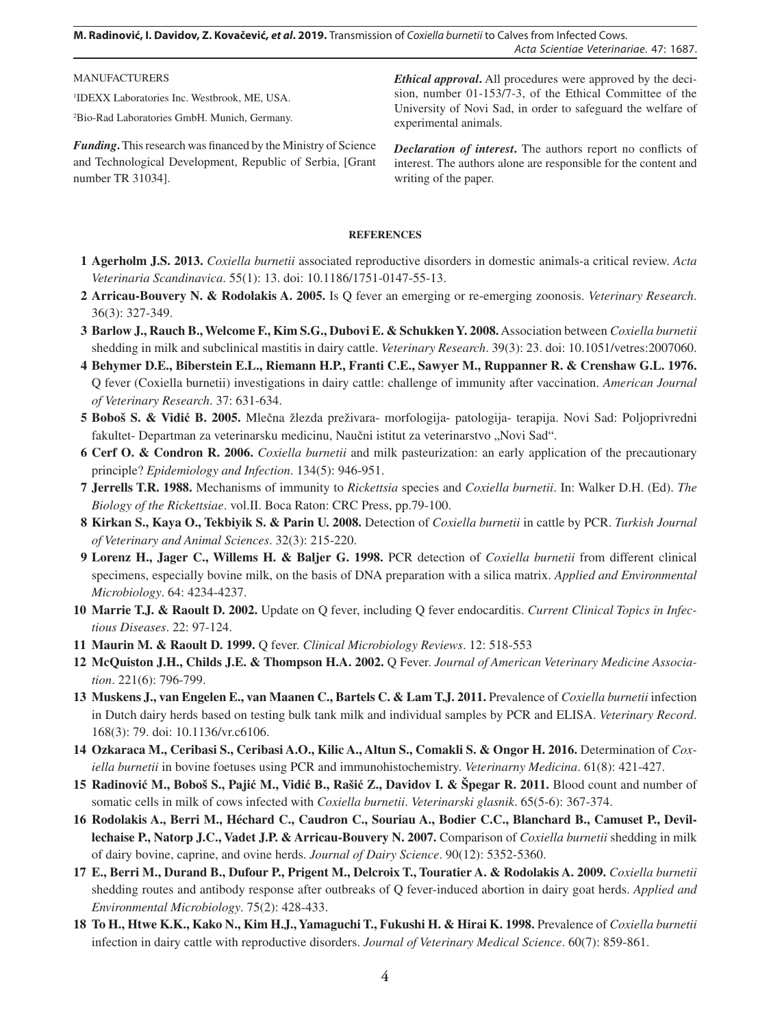MANUFACTURERS

[1]IDEXX Laboratories Inc. Westbrook, ME, USA.

[2]Bio-Rad Laboratories GmbH. Munich, Germany.

***Funding*.** This research was financed by the Ministry of Science and Technological Development, Republic of Serbia, [Grant number TR 31034].

***Ethical approval*.** All procedures were approved by the decision, number 01-153/7-3, of the Ethical Committee of the University of Novi Sad, in order to safeguard the welfare of experimental animals.

***Declaration of interest*.** The authors report no conflicts of interest. The authors alone are responsible for the content and writing of the paper.

## REFERENCES

1 **Agerholm J.S. 2013.** *Coxiella burnetii* associated reproductive disorders in domestic animals-a critical review. *Acta Veterinaria Scandinavica*. 55(1): 13. doi: 10.1186/1751-0147-55-13.

2 **Arricau-Bouvery N. & Rodolakis A. 2005.** Is Q fever an emerging or re-emerging zoonosis. *Veterinary Research*. 36(3): 327-349.

3 **Barlow J., Rauch B., Welcome F., Kim S.G., Dubovi E. & Schukken Y. 2008.** Association between *Coxiella burnetii* shedding in milk and subclinical mastitis in dairy cattle. *Veterinary Research*. 39(3): 23. doi: 10.1051/vetres:2007060.

4 **Behymer D.E., Biberstein E.L., Riemann H.P., Franti C.E., Sawyer M., Ruppanner R. & Crenshaw G.L. 1976.** Q fever (Coxiella burnetii) investigations in dairy cattle: challenge of immunity after vaccination. *American Journal of Veterinary Research*. 37: 631-634.

5 **Boboš S. & Vidić B. 2005.** Mlečna žlezda preživara- morfologija- patologija- terapija. Novi Sad: Poljoprivredni fakultet- Departman za veterinarsku medicinu, Naučni istitut za veterinarstvo „Novi Sad“.

6 **Cerf O. & Condron R. 2006.** *Coxiella burnetii* and milk pasteurization: an early application of the precautionary principle? *Epidemiology and Infection*. 134(5): 946-951.

7 **Jerrells T.R. 1988.** Mechanisms of immunity to *Rickettsia* species and *Coxiella burnetii*. In: Walker D.H. (Ed). *The Biology of the Rickettsiae*. vol.II. Boca Raton: CRC Press, pp.79-100.

8 **Kirkan S., Kaya O., Tekbiyik S. & Parin U. 2008.** Detection of *Coxiella burnetii* in cattle by PCR. *Turkish Journal of Veterinary and Animal Sciences*. 32(3): 215-220.

9 **Lorenz H., Jager C., Willems H. & Baljer G. 1998.** PCR detection of *Coxiella burnetii* from different clinical specimens, especially bovine milk, on the basis of DNA preparation with a silica matrix. *Applied and Environmental Microbiology*. 64: 4234-4237.

10 **Marrie T.J. & Raoult D. 2002.** Update on Q fever, including Q fever endocarditis. *Current Clinical Topics in Infectious Diseases*. 22: 97-124.

11 **Maurin M. & Raoult D. 1999.** Q fever. *Clinical Microbiology Reviews*. 12: 518-553

12 **McQuiston J.H., Childs J.E. & Thompson H.A. 2002.** Q Fever. *Journal of American Veterinary Medicine Association*. 221(6): 796-799.

13 **Muskens J., van Engelen E., van Maanen C., Bartels C. & Lam T.J. 2011.** Prevalence of *Coxiella burnetii* infection in Dutch dairy herds based on testing bulk tank milk and individual samples by PCR and ELISA. *Veterinary Record*. 168(3): 79. doi: 10.1136/vr.c6106.

14 **Ozkaraca M., Ceribasi S., Ceribasi A.O., Kilic A., Altun S., Comakli S. & Ongor H. 2016.** Determination of *Coxiella burnetii* in bovine foetuses using PCR and immunohistochemistry. *Veterinarny Medicina*. 61(8): 421-427.

15 **Radinović M., Boboš S., Pajić M., Vidić B., Rašić Z., Davidov I. & Špegar R. 2011.** Blood count and number of somatic cells in milk of cows infected with *Coxiella burnetii*. *Veterinarski glasnik*. 65(5-6): 367-374.

16 **Rodolakis A., Berri M., Héchard C., Caudron C., Souriau A., Bodier C.C., Blanchard B., Camuset P., Devillechaise P., Natorp J.C., Vadet J.P. & Arricau-Bouvery N. 2007.** Comparison of *Coxiella burnetii* shedding in milk of dairy bovine, caprine, and ovine herds. *Journal of Dairy Science*. 90(12): 5352-5360.

17 **E., Berri M., Durand B., Dufour P., Prigent M., Delcroix T., Touratier A. & Rodolakis A. 2009.** *Coxiella burnetii* shedding routes and antibody response after outbreaks of Q fever-induced abortion in dairy goat herds. *Applied and Environmental Microbiology*. 75(2): 428-433.

18 **To H., Htwe K.K., Kako N., Kim H.J., Yamaguchi T., Fukushi H. & Hirai K. 1998.** Prevalence of *Coxiella burnetii* infection in dairy cattle with reproductive disorders. *Journal of Veterinary Medical Science*. 60(7): 859-861.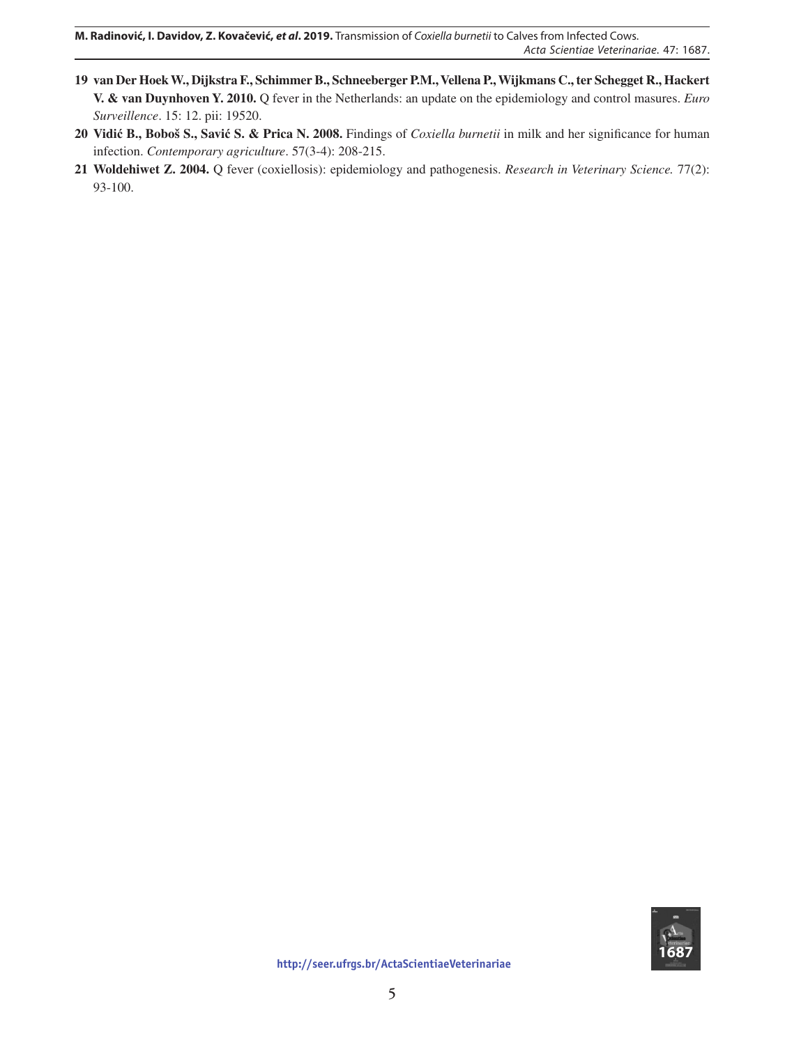**19 van Der Hoek W., Dijkstra F., Schimmer B., Schneeberger P.M., Vellena P., Wijkmans C., ter Schegget R., Hackert V. & van Duynhoven Y. 2010.** Q fever in the Netherlands: an update on the epidemiology and control masures. *Euro Surveillence*. 15: 12. pii: 19520.

**20 Vidić B., Boboš S., Savić S. & Prica N. 2008.** Findings of *Coxiella burnetii* in milk and her significance for human infection. *Contemporary agriculture*. 57(3-4): 208-215.

**21 Woldehiwet Z. 2004.** Q fever (coxiellosis): epidemiology and pathogenesis. *Research in Veterinary Science.* 77(2): 93-100.